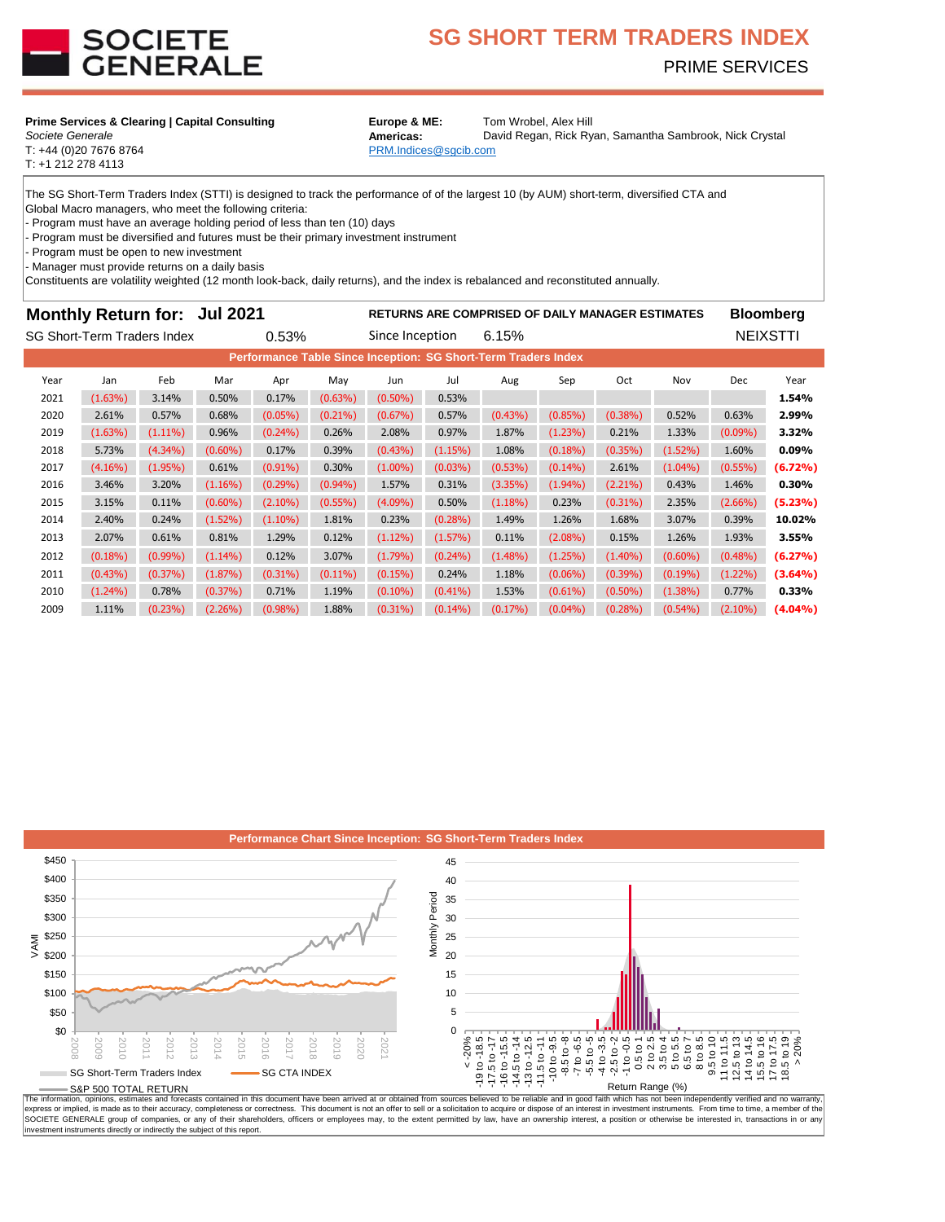# SG SHORT TERM TRADERS INDEX

PRIME SERVICES

**Prime Services & Clearing | Capital Consulting**
*Societe Generale*
T: +44 (0)20 7676 8764
T: +1 212 278 4113

**Europe & ME:** Tom Wrobel, Alex Hill
**Americas:** David Regan, Rick Ryan, Samantha Sambrook, Nick Crystal
PRM.Indices@sgcib.com

The SG Short-Term Traders Index (STTI) is designed to track the performance of of the largest 10 (by AUM) short-term, diversified CTA and Global Macro managers, who meet the following criteria:
- Program must have an average holding period of less than ten (10) days
- Program must be diversified and futures must be their primary investment instrument
- Program must be open to new investment
- Manager must provide returns on a daily basis
Constituents are volatility weighted (12 month look-back, daily returns), and the index is rebalanced and reconstituted annually.

## Monthly Return for: Jul 2021

**RETURNS ARE COMPRISED OF DAILY MANAGER ESTIMATES**

**Bloomberg** NEIXSTTI

SG Short-Term Traders Index 0.53%

Since Inception 6.15%

### Performance Table Since Inception: SG Short-Term Traders Index

| Year | Jan | Feb | Mar | Apr | May | Jun | Jul | Aug | Sep | Oct | Nov | Dec | Year |
|---|---|---|---|---|---|---|---|---|---|---|---|---|---|
| 2021 | (1.63%) | 3.14% | 0.50% | 0.17% | (0.63%) | (0.50%) | 0.53% | | | | | | **1.54%** |
| 2020 | 2.61% | 0.57% | 0.68% | (0.05%) | (0.21%) | (0.67%) | 0.57% | (0.43%) | (0.85%) | (0.38%) | 0.52% | 0.63% | **2.99%** |
| 2019 | (1.63%) | (1.11%) | 0.96% | (0.24%) | 0.26% | 2.08% | 0.97% | 1.87% | (1.23%) | 0.21% | 1.33% | (0.09%) | **3.32%** |
| 2018 | 5.73% | (4.34%) | (0.60%) | 0.17% | 0.39% | (0.43%) | (1.15%) | 1.08% | (0.18%) | (0.35%) | (1.52%) | 1.60% | **0.09%** |
| 2017 | (4.16%) | (1.95%) | 0.61% | (0.91%) | 0.30% | (1.00%) | (0.03%) | (0.53%) | (0.14%) | 2.61% | (1.04%) | (0.55%) | **(6.72%)** |
| 2016 | 3.46% | 3.20% | (1.16%) | (0.29%) | (0.94%) | 1.57% | 0.31% | (3.35%) | (1.94%) | (2.21%) | 0.43% | 1.46% | **0.30%** |
| 2015 | 3.15% | 0.11% | (0.60%) | (2.10%) | (0.55%) | (4.09%) | 0.50% | (1.18%) | 0.23% | (0.31%) | 2.35% | (2.66%) | **(5.23%)** |
| 2014 | 2.40% | 0.24% | (1.52%) | (1.10%) | 1.81% | 0.23% | (0.28%) | 1.49% | 1.26% | 1.68% | 3.07% | 0.39% | **10.02%** |
| 2013 | 2.07% | 0.61% | 0.81% | 1.29% | 0.12% | (1.12%) | (1.57%) | 0.11% | (2.08%) | 0.15% | 1.26% | 1.93% | **3.55%** |
| 2012 | (0.18%) | (0.99%) | (1.14%) | 0.12% | 3.07% | (1.79%) | (0.24%) | (1.48%) | (1.25%) | (1.40%) | (0.60%) | (0.48%) | **(6.27%)** |
| 2011 | (0.43%) | (0.37%) | (1.87%) | (0.31%) | (0.11%) | (0.15%) | 0.24% | 1.18% | (0.06%) | (0.39%) | (0.19%) | (1.22%) | **(3.64%)** |
| 2010 | (1.24%) | 0.78% | (0.37%) | 0.71% | 1.19% | (0.10%) | (0.41%) | 1.53% | (0.61%) | (0.50%) | (1.38%) | 0.77% | **0.33%** |
| 2009 | 1.11% | (0.23%) | (2.26%) | (0.98%) | 1.88% | (0.31%) | (0.14%) | (0.17%) | (0.04%) | (0.28%) | (0.54%) | (2.10%) | **(4.04%)** |

### Performance Chart Since Inception: SG Short-Term Traders Index

The information, opinions, estimates and forecasts contained in this document have been arrived at or obtained from sources believed to be reliable and in good faith which has not been independently verified and no warranty, express or implied, is made as to their accuracy, completeness or correctness. This document is not an offer to sell or a solicitation to acquire or dispose of an interest in investment instruments. From time to time, a member of the SOCIETE GENERALE group of companies, or any of their shareholders, officers or employees may, to the extent permitted by law, have an ownership interest, a position or otherwise be interested in, transactions in or any investment instruments directly or indirectly the subject of this report.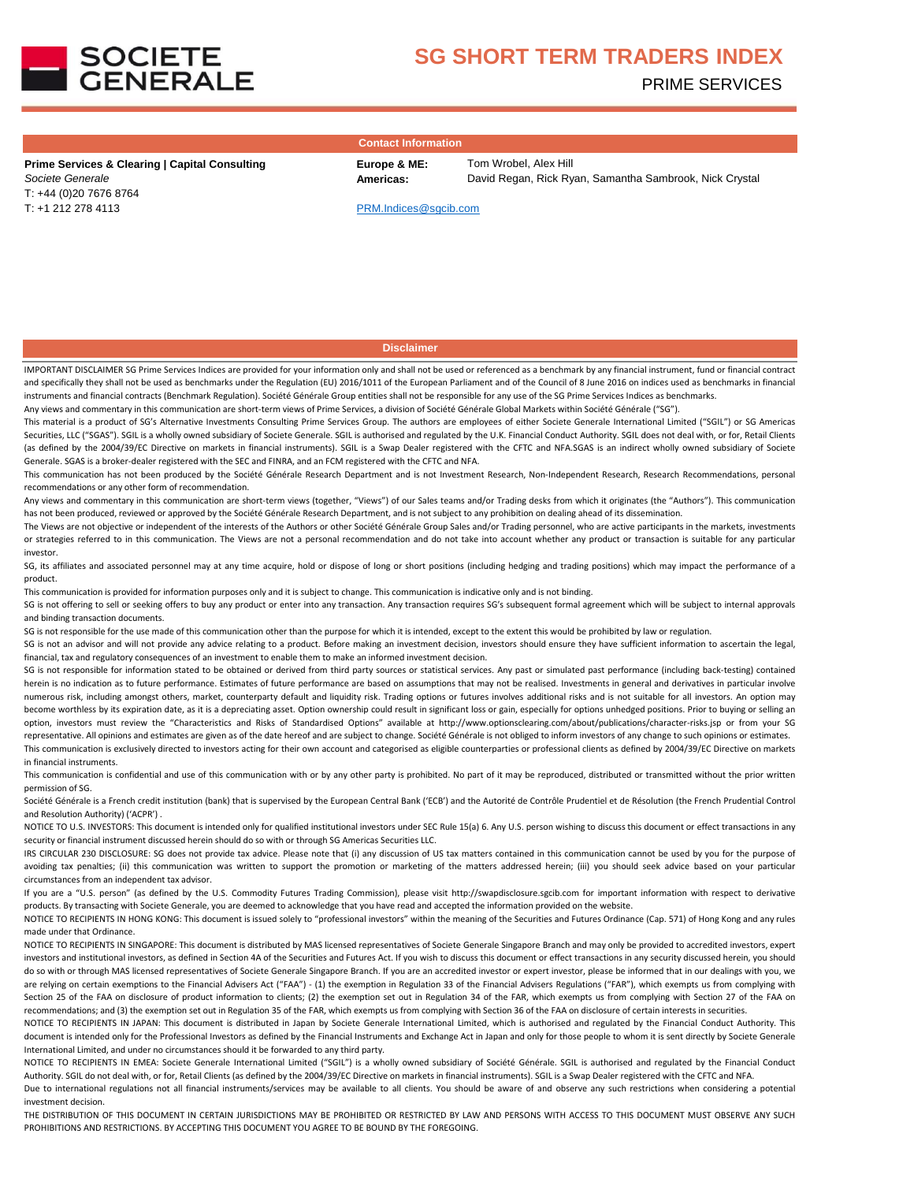# SG SHORT TERM TRADERS INDEX

PRIME SERVICES

## Contact Information

**Prime Services & Clearing | Capital Consulting**
*Societe Generale*
T: +44 (0)20 7676 8764
T: +1 212 278 4113

**Europe & ME:** Tom Wrobel, Alex Hill
**Americas:** David Regan, Rick Ryan, Samantha Sambrook, Nick Crystal

PRM.Indices@sgcib.com

## Disclaimer

IMPORTANT DISCLAIMER SG Prime Services Indices are provided for your information only and shall not be used or referenced as a benchmark by any financial instrument, fund or financial contract and specifically they shall not be used as benchmarks under the Regulation (EU) 2016/1011 of the European Parliament and of the Council of 8 June 2016 on indices used as benchmarks in financial instruments and financial contracts (Benchmark Regulation). Société Générale Group entities shall not be responsible for any use of the SG Prime Services Indices as benchmarks.

Any views and commentary in this communication are short-term views of Prime Services, a division of Société Générale Global Markets within Société Générale ("SG").

This material is a product of SG's Alternative Investments Consulting Prime Services Group. The authors are employees of either Societe Generale International Limited ("SGIL") or SG Americas Securities, LLC ("SGAS"). SGIL is a wholly owned subsidiary of Societe Generale. SGIL is authorised and regulated by the U.K. Financial Conduct Authority. SGIL does not deal with, or for, Retail Clients (as defined by the 2004/39/EC Directive on markets in financial instruments). SGIL is a Swap Dealer registered with the CFTC and NFA.SGAS is an indirect wholly owned subsidiary of Societe Generale. SGAS is a broker-dealer registered with the SEC and FINRA, and an FCM registered with the CFTC and NFA.

This communication has not been produced by the Société Générale Research Department and is not Investment Research, Non-Independent Research, Research Recommendations, personal recommendations or any other form of recommendation.

Any views and commentary in this communication are short-term views (together, "Views") of our Sales teams and/or Trading desks from which it originates (the "Authors"). This communication has not been produced, reviewed or approved by the Société Générale Research Department, and is not subject to any prohibition on dealing ahead of its dissemination.

The Views are not objective or independent of the interests of the Authors or other Société Générale Group Sales and/or Trading personnel, who are active participants in the markets, investments or strategies referred to in this communication. The Views are not a personal recommendation and do not take into account whether any product or transaction is suitable for any particular investor.

SG, its affiliates and associated personnel may at any time acquire, hold or dispose of long or short positions (including hedging and trading positions) which may impact the performance of a product.

This communication is provided for information purposes only and it is subject to change. This communication is indicative only and is not binding.

SG is not offering to sell or seeking offers to buy any product or enter into any transaction. Any transaction requires SG's subsequent formal agreement which will be subject to internal approvals and binding transaction documents.

SG is not responsible for the use made of this communication other than the purpose for which it is intended, except to the extent this would be prohibited by law or regulation.

SG is not an advisor and will not provide any advice relating to a product. Before making an investment decision, investors should ensure they have sufficient information to ascertain the legal, financial, tax and regulatory consequences of an investment to enable them to make an informed investment decision.

SG is not responsible for information stated to be obtained or derived from third party sources or statistical services. Any past or simulated past performance (including back-testing) contained herein is no indication as to future performance. Estimates of future performance are based on assumptions that may not be realised. Investments in general and derivatives in particular involve numerous risk, including amongst others, market, counterparty default and liquidity risk. Trading options or futures involves additional risks and is not suitable for all investors. An option may become worthless by its expiration date, as it is a depreciating asset. Option ownership could result in significant loss or gain, especially for options unhedged positions. Prior to buying or selling an option, investors must review the "Characteristics and Risks of Standardised Options" available at http://www.optionsclearing.com/about/publications/character-risks.jsp or from your SG representative. All opinions and estimates are given as of the date hereof and are subject to change. Société Générale is not obliged to inform investors of any change to such opinions or estimates.

This communication is exclusively directed to investors acting for their own account and categorised as eligible counterparties or professional clients as defined by 2004/39/EC Directive on markets in financial instruments.

This communication is confidential and use of this communication with or by any other party is prohibited. No part of it may be reproduced, distributed or transmitted without the prior written permission of SG.

Société Générale is a French credit institution (bank) that is supervised by the European Central Bank ('ECB') and the Autorité de Contrôle Prudentiel et de Résolution (the French Prudential Control and Resolution Authority) ('ACPR') .

NOTICE TO U.S. INVESTORS: This document is intended only for qualified institutional investors under SEC Rule 15(a) 6. Any U.S. person wishing to discuss this document or effect transactions in any security or financial instrument discussed herein should do so with or through SG Americas Securities LLC.

IRS CIRCULAR 230 DISCLOSURE: SG does not provide tax advice. Please note that (i) any discussion of US tax matters contained in this communication cannot be used by you for the purpose of avoiding tax penalties; (ii) this communication was written to support the promotion or marketing of the matters addressed herein; (iii) you should seek advice based on your particular circumstances from an independent tax advisor.

If you are a "U.S. person" (as defined by the U.S. Commodity Futures Trading Commission), please visit http://swapdisclosure.sgcib.com for important information with respect to derivative products. By transacting with Societe Generale, you are deemed to acknowledge that you have read and accepted the information provided on the website.

NOTICE TO RECIPIENTS IN HONG KONG: This document is issued solely to "professional investors" within the meaning of the Securities and Futures Ordinance (Cap. 571) of Hong Kong and any rules made under that Ordinance.

NOTICE TO RECIPIENTS IN SINGAPORE: This document is distributed by MAS licensed representatives of Societe Generale Singapore Branch and may only be provided to accredited investors, expert investors and institutional investors, as defined in Section 4A of the Securities and Futures Act. If you wish to discuss this document or effect transactions in any security discussed herein, you should do so with or through MAS licensed representatives of Societe Generale Singapore Branch. If you are an accredited investor or expert investor, please be informed that in our dealings with you, we are relying on certain exemptions to the Financial Advisers Act ("FAA") - (1) the exemption in Regulation 33 of the Financial Advisers Regulations ("FAR"), which exempts us from complying with Section 25 of the FAA on disclosure of product information to clients; (2) the exemption set out in Regulation 34 of the FAR, which exempts us from complying with Section 27 of the FAA on recommendations; and (3) the exemption set out in Regulation 35 of the FAR, which exempts us from complying with Section 36 of the FAA on disclosure of certain interests in securities.

NOTICE TO RECIPIENTS IN JAPAN: This document is distributed in Japan by Societe Generale International Limited, which is authorised and regulated by the Financial Conduct Authority. This document is intended only for the Professional Investors as defined by the Financial Instruments and Exchange Act in Japan and only for those people to whom it is sent directly by Societe Generale International Limited, and under no circumstances should it be forwarded to any third party.

NOTICE TO RECIPIENTS IN EMEA: Societe Generale International Limited ("SGIL") is a wholly owned subsidiary of Société Générale. SGIL is authorised and regulated by the Financial Conduct Authority. SGIL do not deal with, or for, Retail Clients (as defined by the 2004/39/EC Directive on markets in financial instruments). SGIL is a Swap Dealer registered with the CFTC and NFA.

Due to international regulations not all financial instruments/services may be available to all clients. You should be aware of and observe any such restrictions when considering a potential investment decision.

THE DISTRIBUTION OF THIS DOCUMENT IN CERTAIN JURISDICTIONS MAY BE PROHIBITED OR RESTRICTED BY LAW AND PERSONS WITH ACCESS TO THIS DOCUMENT MUST OBSERVE ANY SUCH PROHIBITIONS AND RESTRICTIONS. BY ACCEPTING THIS DOCUMENT YOU AGREE TO BE BOUND BY THE FOREGOING.